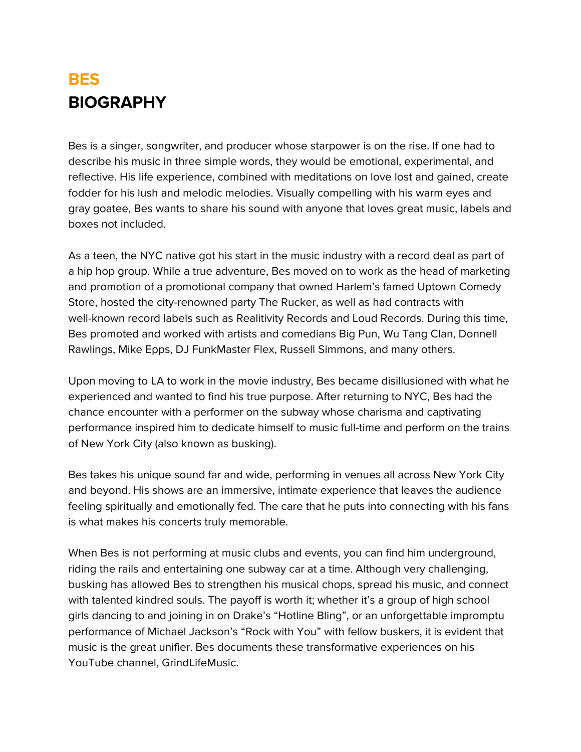# BES

# BIOGRAPHY

Bes is a singer, songwriter, and producer whose starpower is on the rise. If one had to describe his music in three simple words, they would be emotional, experimental, and reflective. His life experience, combined with meditations on love lost and gained, create fodder for his lush and melodic melodies. Visually compelling with his warm eyes and gray goatee, Bes wants to share his sound with anyone that loves great music, labels and boxes not included.

As a teen, the NYC native got his start in the music industry with a record deal as part of a hip hop group. While a true adventure, Bes moved on to work as the head of marketing and promotion of a promotional company that owned Harlem's famed Uptown Comedy Store, hosted the city-renowned party The Rucker, as well as had contracts with well-known record labels such as Realitivity Records and Loud Records. During this time, Bes promoted and worked with artists and comedians Big Pun, Wu Tang Clan, Donnell Rawlings, Mike Epps, DJ FunkMaster Flex, Russell Simmons, and many others.

Upon moving to LA to work in the movie industry, Bes became disillusioned with what he experienced and wanted to find his true purpose. After returning to NYC, Bes had the chance encounter with a performer on the subway whose charisma and captivating performance inspired him to dedicate himself to music full-time and perform on the trains of New York City (also known as busking).

Bes takes his unique sound far and wide, performing in venues all across New York City and beyond. His shows are an immersive, intimate experience that leaves the audience feeling spiritually and emotionally fed. The care that he puts into connecting with his fans is what makes his concerts truly memorable.

When Bes is not performing at music clubs and events, you can find him underground, riding the rails and entertaining one subway car at a time. Although very challenging, busking has allowed Bes to strengthen his musical chops, spread his music, and connect with talented kindred souls. The payoff is worth it; whether it's a group of high school girls dancing to and joining in on Drake's "Hotline Bling", or an unforgettable impromptu performance of Michael Jackson's "Rock with You" with fellow buskers, it is evident that music is the great unifier. Bes documents these transformative experiences on his YouTube channel, GrindLifeMusic.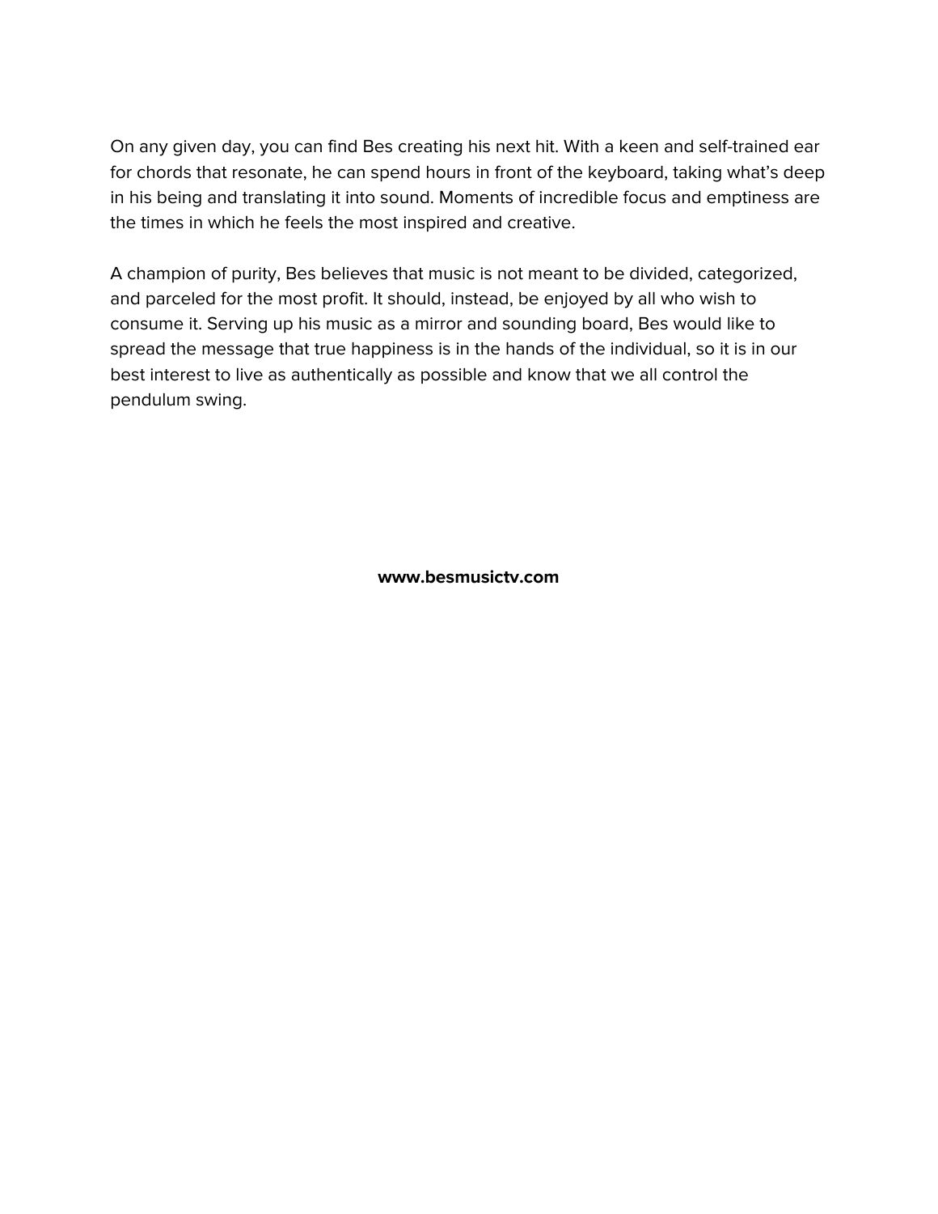On any given day, you can find Bes creating his next hit. With a keen and self-trained ear for chords that resonate, he can spend hours in front of the keyboard, taking what's deep in his being and translating it into sound. Moments of incredible focus and emptiness are the times in which he feels the most inspired and creative.

A champion of purity, Bes believes that music is not meant to be divided, categorized, and parceled for the most profit. It should, instead, be enjoyed by all who wish to consume it. Serving up his music as a mirror and sounding board, Bes would like to spread the message that true happiness is in the hands of the individual, so it is in our best interest to live as authentically as possible and know that we all control the pendulum swing.

**www.besmusictv.com**